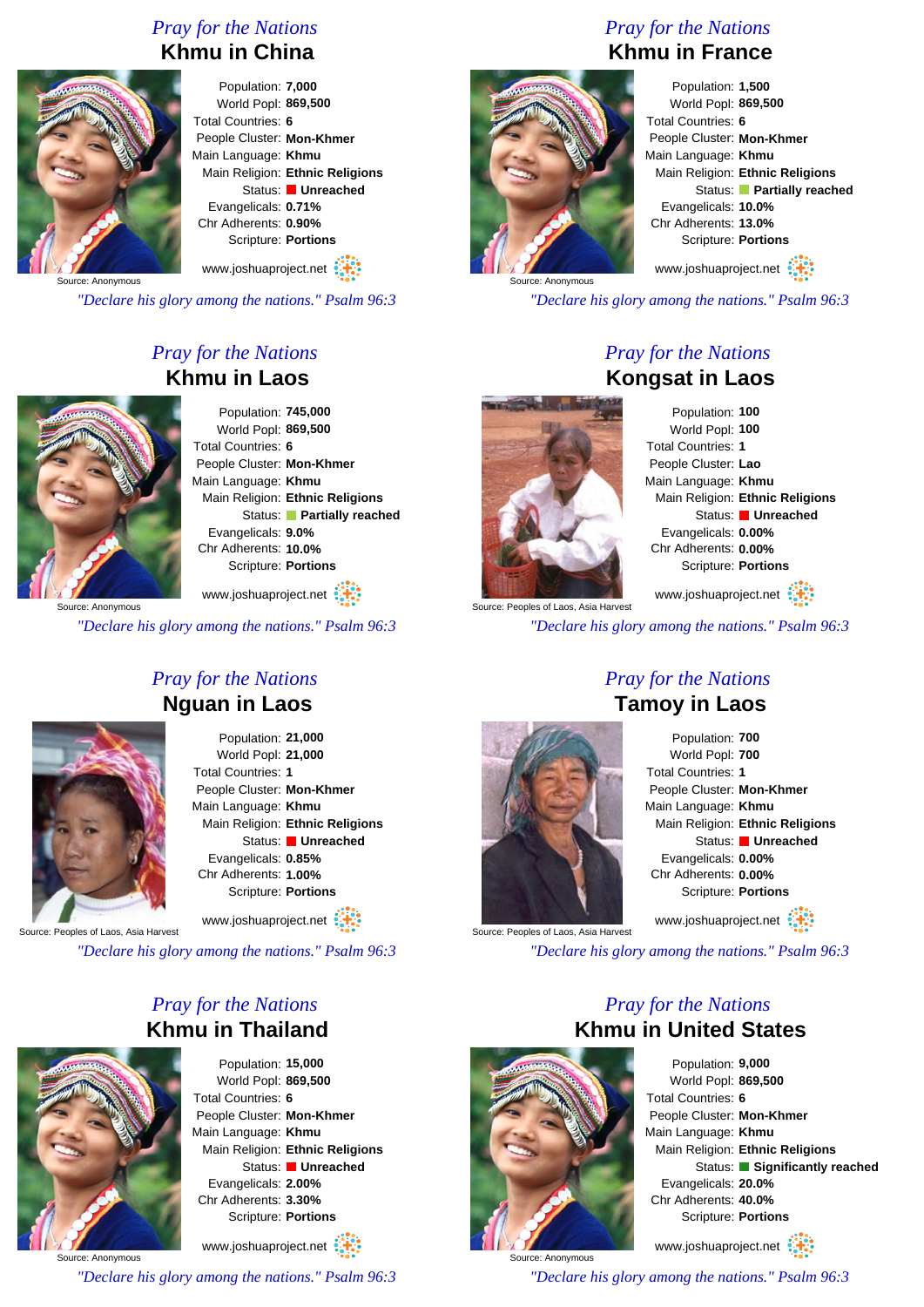## Pray for the Nations
### Khmu in China

Population: **7,000**
World Popl: **869,500**
Total Countries: **6**
People Cluster: **Mon-Khmer**
Main Language: **Khmu**
Main Religion: **Ethnic Religions**
Status: **Unreached**
Evangelicals: **0.71%**
Chr Adherents: **0.90%**
Scripture: **Portions**

Source: Anonymous

www.joshuaproject.net

*"Declare his glory among the nations." Psalm 96:3*

## Pray for the Nations
### Khmu in France

Population: **1,500**
World Popl: **869,500**
Total Countries: **6**
People Cluster: **Mon-Khmer**
Main Language: **Khmu**
Main Religion: **Ethnic Religions**
Status: **Partially reached**
Evangelicals: **10.0%**
Chr Adherents: **13.0%**
Scripture: **Portions**

Source: Anonymous

www.joshuaproject.net

*"Declare his glory among the nations." Psalm 96:3*

## Pray for the Nations
### Khmu in Laos

Population: **745,000**
World Popl: **869,500**
Total Countries: **6**
People Cluster: **Mon-Khmer**
Main Language: **Khmu**
Main Religion: **Ethnic Religions**
Status: **Partially reached**
Evangelicals: **9.0%**
Chr Adherents: **10.0%**
Scripture: **Portions**

Source: Anonymous

www.joshuaproject.net

*"Declare his glory among the nations." Psalm 96:3*

## Pray for the Nations
### Kongsat in Laos

Population: **100**
World Popl: **100**
Total Countries: **1**
People Cluster: **Lao**
Main Language: **Khmu**
Main Religion: **Ethnic Religions**
Status: **Unreached**
Evangelicals: **0.00%**
Chr Adherents: **0.00%**
Scripture: **Portions**

Source: Peoples of Laos, Asia Harvest

www.joshuaproject.net

*"Declare his glory among the nations." Psalm 96:3*

## Pray for the Nations
### Nguan in Laos

Population: **21,000**
World Popl: **21,000**
Total Countries: **1**
People Cluster: **Mon-Khmer**
Main Language: **Khmu**
Main Religion: **Ethnic Religions**
Status: **Unreached**
Evangelicals: **0.85%**
Chr Adherents: **1.00%**
Scripture: **Portions**

Source: Peoples of Laos, Asia Harvest

www.joshuaproject.net

*"Declare his glory among the nations." Psalm 96:3*

## Pray for the Nations
### Tamoy in Laos

Population: **700**
World Popl: **700**
Total Countries: **1**
People Cluster: **Mon-Khmer**
Main Language: **Khmu**
Main Religion: **Ethnic Religions**
Status: **Unreached**
Evangelicals: **0.00%**
Chr Adherents: **0.00%**
Scripture: **Portions**

Source: Peoples of Laos, Asia Harvest

www.joshuaproject.net

*"Declare his glory among the nations." Psalm 96:3*

## Pray for the Nations
### Khmu in Thailand

Population: **15,000**
World Popl: **869,500**
Total Countries: **6**
People Cluster: **Mon-Khmer**
Main Language: **Khmu**
Main Religion: **Ethnic Religions**
Status: **Unreached**
Evangelicals: **2.00%**
Chr Adherents: **3.30%**
Scripture: **Portions**

Source: Anonymous

www.joshuaproject.net

*"Declare his glory among the nations." Psalm 96:3*

## Pray for the Nations
### Khmu in United States

Population: **9,000**
World Popl: **869,500**
Total Countries: **6**
People Cluster: **Mon-Khmer**
Main Language: **Khmu**
Main Religion: **Ethnic Religions**
Status: **Significantly reached**
Evangelicals: **20.0%**
Chr Adherents: **40.0%**
Scripture: **Portions**

Source: Anonymous

www.joshuaproject.net

*"Declare his glory among the nations." Psalm 96:3*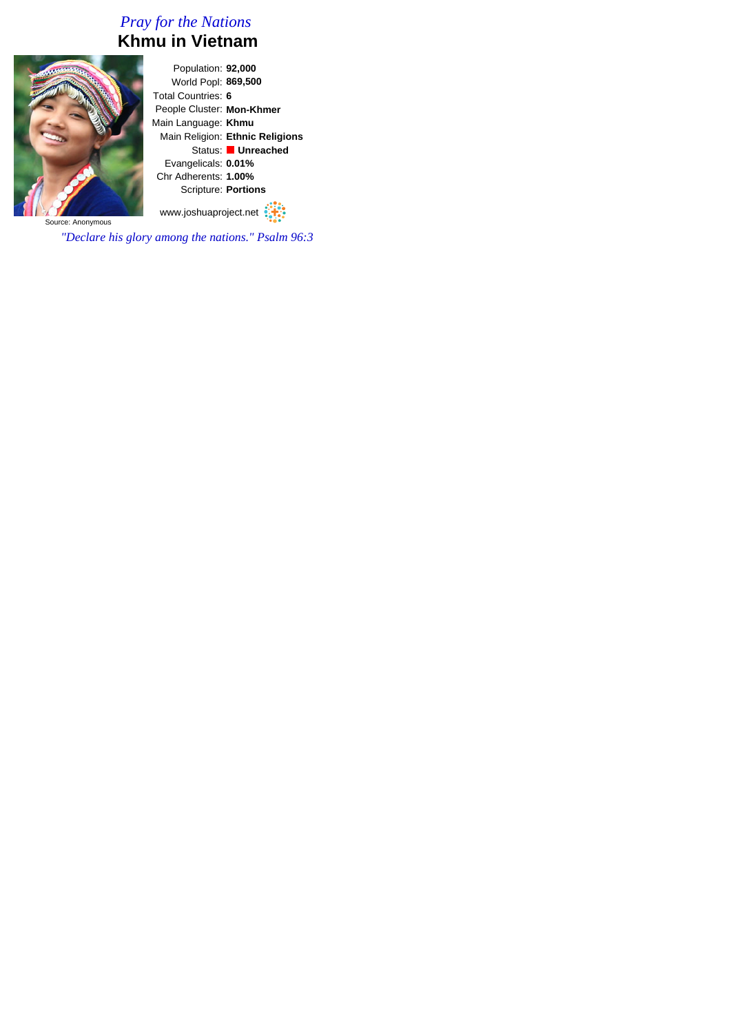*Pray for the Nations*

# Khmu in Vietnam

Source: Anonymous

| | |
|---|---|
| Population: | **92,000** |
| World Popl: | **869,500** |
| Total Countries: | **6** |
| People Cluster: | **Mon-Khmer** |
| Main Language: | **Khmu** |
| Main Religion: | **Ethnic Religions** |
| Status: | **Unreached** |
| Evangelicals: | **0.01%** |
| Chr Adherents: | **1.00%** |
| Scripture: | **Portions** |

www.joshuaproject.net

*"Declare his glory among the nations." Psalm 96:3*